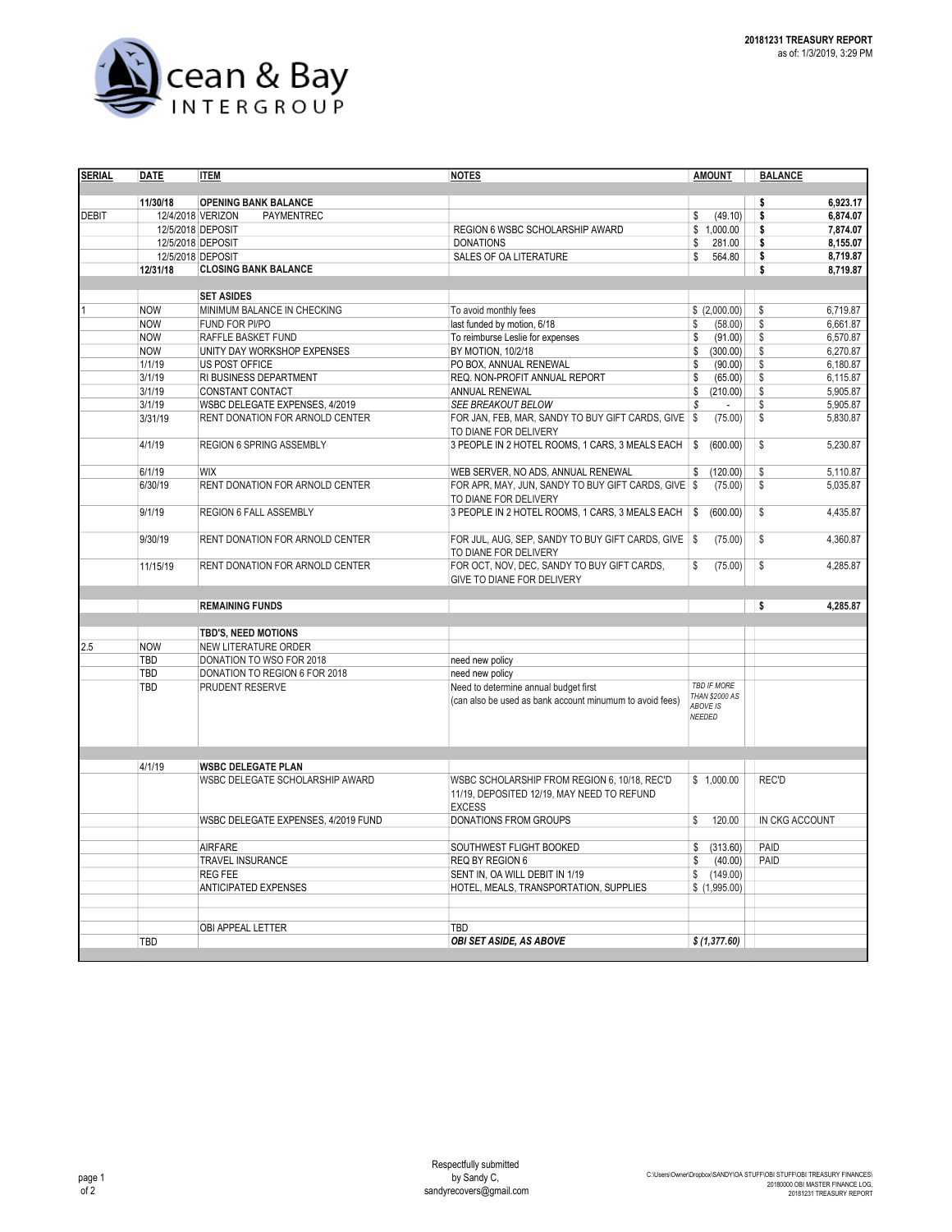Ocean & Bay INTERGROUP

**20181231 TREASURY REPORT**
as of: 1/3/2019, 3:29 PM

| SERIAL | DATE | ITEM | NOTES | AMOUNT | BALANCE |
|---|---|---|---|---|---|
| | **11/30/18** | **OPENING BANK BALANCE** | | | **$ 6,923.17** |
| DEBIT | 12/4/2018 | VERIZON PAYMENTREC | | $ (49.10) | **$ 6,874.07** |
| | 12/5/2018 | DEPOSIT | REGION 6 WSBC SCHOLARSHIP AWARD | $ 1,000.00 | **$ 7,874.07** |
| | 12/5/2018 | DEPOSIT | DONATIONS | $ 281.00 | **$ 8,155.07** |
| | 12/5/2018 | DEPOSIT | SALES OF OA LITERATURE | $ 564.80 | **$ 8,719.87** |
| | **12/31/18** | **CLOSING BANK BALANCE** | | | **$ 8,719.87** |
| | | **SET ASIDES** | | | |
| 1 | NOW | MINIMUM BALANCE IN CHECKING | To avoid monthly fees | $ (2,000.00) | $ 6,719.87 |
| | NOW | FUND FOR PI/PO | last funded by motion, 6/18 | $ (58.00) | $ 6,661.87 |
| | NOW | RAFFLE BASKET FUND | To reimburse Leslie for expenses | $ (91.00) | $ 6,570.87 |
| | NOW | UNITY DAY WORKSHOP EXPENSES | BY MOTION, 10/2/18 | $ (300.00) | $ 6,270.87 |
| | 1/1/19 | US POST OFFICE | PO BOX, ANNUAL RENEWAL | $ (90.00) | $ 6,180.87 |
| | 3/1/19 | RI BUSINESS DEPARTMENT | REQ. NON-PROFIT ANNUAL REPORT | $ (65.00) | $ 6,115.87 |
| | 3/1/19 | CONSTANT CONTACT | ANNUAL RENEWAL | $ (210.00) | $ 5,905.87 |
| | 3/1/19 | WSBC DELEGATE EXPENSES, 4/2019 | *SEE BREAKOUT BELOW* | $ - | $ 5,905.87 |
| | 3/31/19 | RENT DONATION FOR ARNOLD CENTER | FOR JAN, FEB, MAR, SANDY TO BUY GIFT CARDS, GIVE TO DIANE FOR DELIVERY | $ (75.00) | $ 5,830.87 |
| | 4/1/19 | REGION 6 SPRING ASSEMBLY | 3 PEOPLE IN 2 HOTEL ROOMS, 1 CARS, 3 MEALS EACH | $ (600.00) | $ 5,230.87 |
| | 6/1/19 | WIX | WEB SERVER, NO ADS, ANNUAL RENEWAL | $ (120.00) | $ 5,110.87 |
| | 6/30/19 | RENT DONATION FOR ARNOLD CENTER | FOR APR, MAY, JUN, SANDY TO BUY GIFT CARDS, GIVE TO DIANE FOR DELIVERY | $ (75.00) | $ 5,035.87 |
| | 9/1/19 | REGION 6 FALL ASSEMBLY | 3 PEOPLE IN 2 HOTEL ROOMS, 1 CARS, 3 MEALS EACH | $ (600.00) | $ 4,435.87 |
| | 9/30/19 | RENT DONATION FOR ARNOLD CENTER | FOR JUL, AUG, SEP, SANDY TO BUY GIFT CARDS, GIVE TO DIANE FOR DELIVERY | $ (75.00) | $ 4,360.87 |
| | 11/15/19 | RENT DONATION FOR ARNOLD CENTER | FOR OCT, NOV, DEC, SANDY TO BUY GIFT CARDS, GIVE TO DIANE FOR DELIVERY | $ (75.00) | $ 4,285.87 |
| | | **REMAINING FUNDS** | | | **$ 4,285.87** |
| | | **TBD'S, NEED MOTIONS** | | | |
| 2.5 | NOW | NEW LITERATURE ORDER | | | |
| | TBD | DONATION TO WSO FOR 2018 | need new policy | | |
| | TBD | DONATION TO REGION 6 FOR 2018 | need new policy | | |
| | TBD | PRUDENT RESERVE | Need to determine annual budget first (can also be used as bank account minumum to avoid fees) | *TBD IF MORE THAN $2000 AS ABOVE IS NEEDED* | |
| | 4/1/19 | **WSBC DELEGATE PLAN** | | | |
| | | WSBC DELEGATE SCHOLARSHIP AWARD | WSBC SCHOLARSHIP FROM REGION 6, 10/18, REC'D 11/19, DEPOSITED 12/19, MAY NEED TO REFUND EXCESS | $ 1,000.00 | REC'D |
| | | WSBC DELEGATE EXPENSES, 4/2019 FUND | DONATIONS FROM GROUPS | $ 120.00 | IN CKG ACCOUNT |
| | | AIRFARE | SOUTHWEST FLIGHT BOOKED | $ (313.60) | PAID |
| | | TRAVEL INSURANCE | REQ BY REGION 6 | $ (40.00) | PAID |
| | | REG FEE | SENT IN, OA WILL DEBIT IN 1/19 | $ (149.00) | |
| | | ANTICIPATED EXPENSES | HOTEL, MEALS, TRANSPORTATION, SUPPLIES | $ (1,995.00) | |
| | | OBI APPEAL LETTER | TBD | | |
| | TBD | | ***OBI SET ASIDE, AS ABOVE*** | ***$ (1,377.60)*** | |

Respectfully submitted
by Sandy C,
sandyrecovers@gmail.com

C:\Users\Owner\Dropbox\SANDY\OA STUFF\OBI STUFF\OBI TREASURY FINANCES\20180000 OBI MASTER FINANCE LOG, 20181231 TREASURY REPORT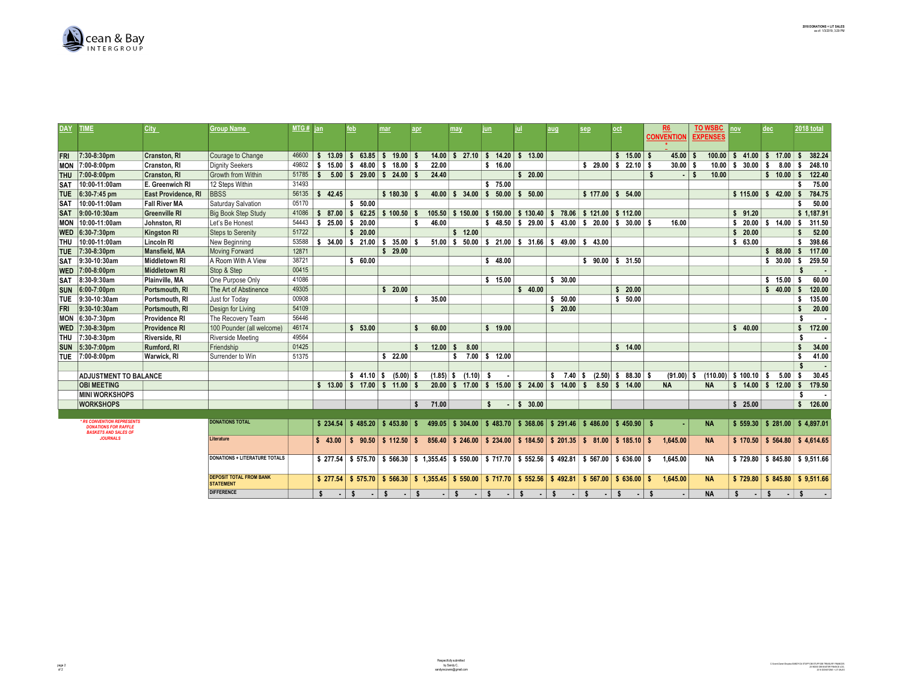**Ocean & Bay INTERGROUP**

**2018 DONATIONS + LIT SALES**
as of: 1/3/2019; 3:29 PM

| DAY | TIME | City | Group Name | MTG # | jan | feb | mar | apr | may | jun | jul | aug | sep | oct | R6 CONVENTION * | TO WSBC EXPENSES | nov | dec | 2018 total |
|---|---|---|---|---|---|---|---|---|---|---|---|---|---|---|---|---|---|---|---|
| FRI | 7:30-8:30pm | Cranston, RI | Courage to Change | 46600 | $ 13.09 | $ 63.85 | $ 19.00 | $ 14.00 | $ 27.10 | $ 14.20 | $ 13.00 | | | $ 15.00 | $ 45.00 | $ 100.00 | $ 41.00 | $ 17.00 | $ 382.24 |
| MON | 7:00-8:00pm | Cranston, RI | Dignity Seekers | 49802 | $ 15.00 | $ 48.00 | $ 18.00 | $ 22.00 | | $ 16.00 | | | $ 29.00 | $ 22.10 | $ 30.00 | $ 10.00 | $ 30.00 | $ 8.00 | $ 248.10 |
| THU | 7:00-8:00pm | Cranston, RI | Growth from Within | 51785 | $ 5.00 | $ 29.00 | $ 24.00 | $ 24.40 | | | $ 20.00 | | | | $ - | $ 10.00 | | $ 10.00 | $ 122.40 |
| SAT | 10:00-11:00am | E. Greenwich RI | 12 Steps Within | 31493 | | | | | | $ 75.00 | | | | | | | | | $ 75.00 |
| TUE | 6:30-7:45 pm | East Providence, RI | BBSS | 56135 | $ 42.45 | | $ 180.30 | $ 40.00 | $ 34.00 | $ 50.00 | $ 50.00 | | $ 177.00 | $ 54.00 | | | $ 115.00 | $ 42.00 | $ 784.75 |
| SAT | 10:00-11:00am | Fall River MA | Saturday Salvation | 05170 | | $ 50.00 | | | | | | | | | | | | | $ 50.00 |
| SAT | 9:00-10:30am | Greenville RI | Big Book Step Study | 41086 | $ 87.00 | $ 62.25 | $ 100.50 | $ 105.50 | $ 150.00 | $ 150.00 | $ 130.40 | $ 78.06 | $ 121.00 | $ 112.00 | | | $ 91.20 | | $ 1,187.91 |
| MON | 10:00-11:00am | Johnston, RI | Let's Be Honest | 54443 | $ 25.00 | $ 20.00 | | $ 46.00 | | $ 48.50 | $ 29.00 | $ 43.00 | $ 20.00 | $ 30.00 | $ 16.00 | | $ 20.00 | $ 14.00 | $ 311.50 |
| WED | 6:30-7:30pm | Kingston RI | Steps to Serenity | 51722 | | $ 20.00 | | | $ 12.00 | | | | | | | | $ 20.00 | | $ 52.00 |
| THU | 10:00-11:00am | Lincoln RI | New Beginning | 53588 | $ 34.00 | $ 21.00 | $ 35.00 | $ 51.00 | $ 50.00 | $ 21.00 | $ 31.66 | $ 49.00 | $ 43.00 | | | | $ 63.00 | | $ 398.66 |
| TUE | 7:30-8:30pm | Mansfield, MA | Moving Forward | 12871 | | | $ 29.00 | | | | | | | | | | | $ 88.00 | $ 117.00 |
| SAT | 9:30-10:30am | Middletown RI | A Room With A View | 38721 | | $ 60.00 | | | | $ 48.00 | | | $ 90.00 | $ 31.50 | | | | $ 30.00 | $ 259.50 |
| WED | 7:00-8:00pm | Middletown RI | Stop & Step | 00415 | | | | | | | | | | | | | | | $ - |
| SAT | 8:30-9:30am | Plainville, MA | One Purpose Only | 41086 | | | | | | $ 15.00 | | $ 30.00 | | | | | | $ 15.00 | $ 60.00 |
| SUN | 6:00-7:00pm | Portsmouth, RI | The Art of Abstinence | 49305 | | | $ 20.00 | | | | $ 40.00 | | | $ 20.00 | | | | $ 40.00 | $ 120.00 |
| TUE | 9:30-10:30am | Portsmouth, RI | Just for Today | 00908 | | | | $ 35.00 | | | | $ 50.00 | | $ 50.00 | | | | | $ 135.00 |
| FRI | 9:30-10:30am | Portsmouth, RI | Design for Living | 54109 | | | | | | | | $ 20.00 | | | | | | | $ 20.00 |
| MON | 6:30-7:30pm | Providence RI | The Recovery Team | 56446 | | | | | | | | | | | | | | | $ - |
| WED | 7:30-8:30pm | Providence RI | 100 Pounder (all welcome) | 46174 | | $ 53.00 | | $ 60.00 | | $ 19.00 | | | | | | | $ 40.00 | | $ 172.00 |
| THU | 7:30-8:30pm | Riverside, RI | Riverside Meeting | 49564 | | | | | | | | | | | | | | | $ - |
| SUN | 5:30-7:00pm | Rumford, RI | Friendship | 01425 | | | | $ 12.00 | $ 8.00 | | | | | $ 14.00 | | | | | $ 34.00 |
| TUE | 7:00-8:00pm | Warwick, RI | Surrender to Win | 51375 | | | $ 22.00 | | $ 7.00 | $ 12.00 | | | | | | | | | $ 41.00 |
| | | | | | | | | | | | | | | | | | | | $ - |
| | ADJUSTMENT TO BALANCE | | | | | $ 41.10 | $ (5.00) | $ (1.85) | $ (1.10) | $ - | | $ 7.40 | $ (2.50) | $ 88.30 | $ (91.00) | $ (110.00) | $ 100.10 | $ 5.00 | $ 30.45 |
| | OBI MEETING | | | | $ 13.00 | $ 17.00 | $ 11.00 | $ 20.00 | $ 17.00 | $ 15.00 | $ 24.00 | $ 14.00 | $ 8.50 | $ 14.00 | NA | NA | $ 14.00 | $ 12.00 | $ 179.50 |
| | MINI WORKSHOPS | | | | | | | | | | | | | | | | | | $ - |
| | WORKSHOPS | | | | | | | $ 71.00 | | $ - | $ 30.00 | | | | | | $ 25.00 | | $ 126.00 |
| | | | DONATIONS TOTAL | | $ 234.54 | $ 485.20 | $ 453.80 | $ 499.05 | $ 304.00 | $ 483.70 | $ 368.06 | $ 291.46 | $ 486.00 | $ 450.90 | $ - | NA | $ 559.30 | $ 281.00 | $ 4,897.01 |
| | | | Literature | | $ 43.00 | $ 90.50 | $ 112.50 | $ 856.40 | $ 246.00 | $ 234.00 | $ 184.50 | $ 201.35 | $ 81.00 | $ 185.10 | $ 1,645.00 | NA | $ 170.50 | $ 564.80 | $ 4,614.65 |
| | | | DONATIONS + LITERATURE TOTALS | | $ 277.54 | $ 575.70 | $ 566.30 | $ 1,355.45 | $ 550.00 | $ 717.70 | $ 552.56 | $ 492.81 | $ 567.00 | $ 636.00 | $ 1,645.00 | NA | $ 729.80 | $ 845.80 | $ 9,511.66 |
| | | | DEPOSIT TOTAL FROM BANK STATEMENT | | $ 277.54 | $ 575.70 | $ 566.30 | $ 1,355.45 | $ 550.00 | $ 717.70 | $ 552.56 | $ 492.81 | $ 567.00 | $ 636.00 | $ 1,645.00 | NA | $ 729.80 | $ 845.80 | $ 9,511.66 |
| | | | DIFFERENCE | | $ - | $ - | $ - | $ - | $ - | $ - | $ - | $ - | $ - | $ - | $ - | NA | $ - | $ - | $ - |

*\* R6 CONVENTION REPRESENTS DONATIONS FOR RAFFLE BASKETS AND SALES OF JOURNALS*

Respectfully submitted
by Sandy C.
sandyrecovers@gmail.com